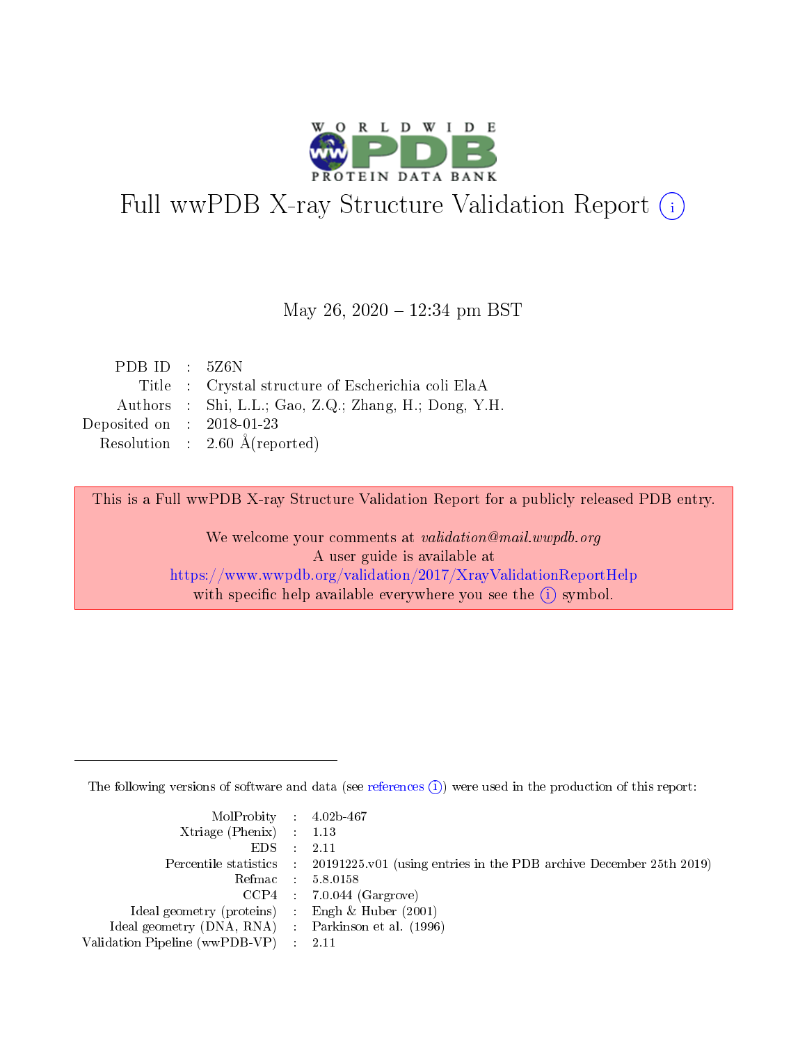# Full wwPDB X-ray Structure Validation Report

May 26, 2020 – 12:34 pm BST

| | | |
|---|---|---|
| PDB ID | : | 5Z6N |
| Title | : | Crystal structure of Escherichia coli ElaA |
| Authors | : | Shi, L.L.; Gao, Z.Q.; Zhang, H.; Dong, Y.H. |
| Deposited on | : | 2018-01-23 |
| Resolution | : | 2.60 Å(reported) |

This is a Full wwPDB X-ray Structure Validation Report for a publicly released PDB entry.

We welcome your comments at *validation@mail.wwpdb.org*
A user guide is available at
https://www.wwpdb.org/validation/2017/XrayValidationReportHelp
with specific help available everywhere you see the (i) symbol.

The following versions of software and data (see references (i)) were used in the production of this report:

| | | |
|---|---|---|
| MolProbity | : | 4.02b-467 |
| Xtriage (Phenix) | : | 1.13 |
| EDS | : | 2.11 |
| Percentile statistics | : | 20191225.v01 (using entries in the PDB archive December 25th 2019) |
| Refmac | : | 5.8.0158 |
| CCP4 | : | 7.0.044 (Gargrove) |
| Ideal geometry (proteins) | : | Engh & Huber (2001) |
| Ideal geometry (DNA, RNA) | : | Parkinson et al. (1996) |
| Validation Pipeline (wwPDB-VP) | : | 2.11 |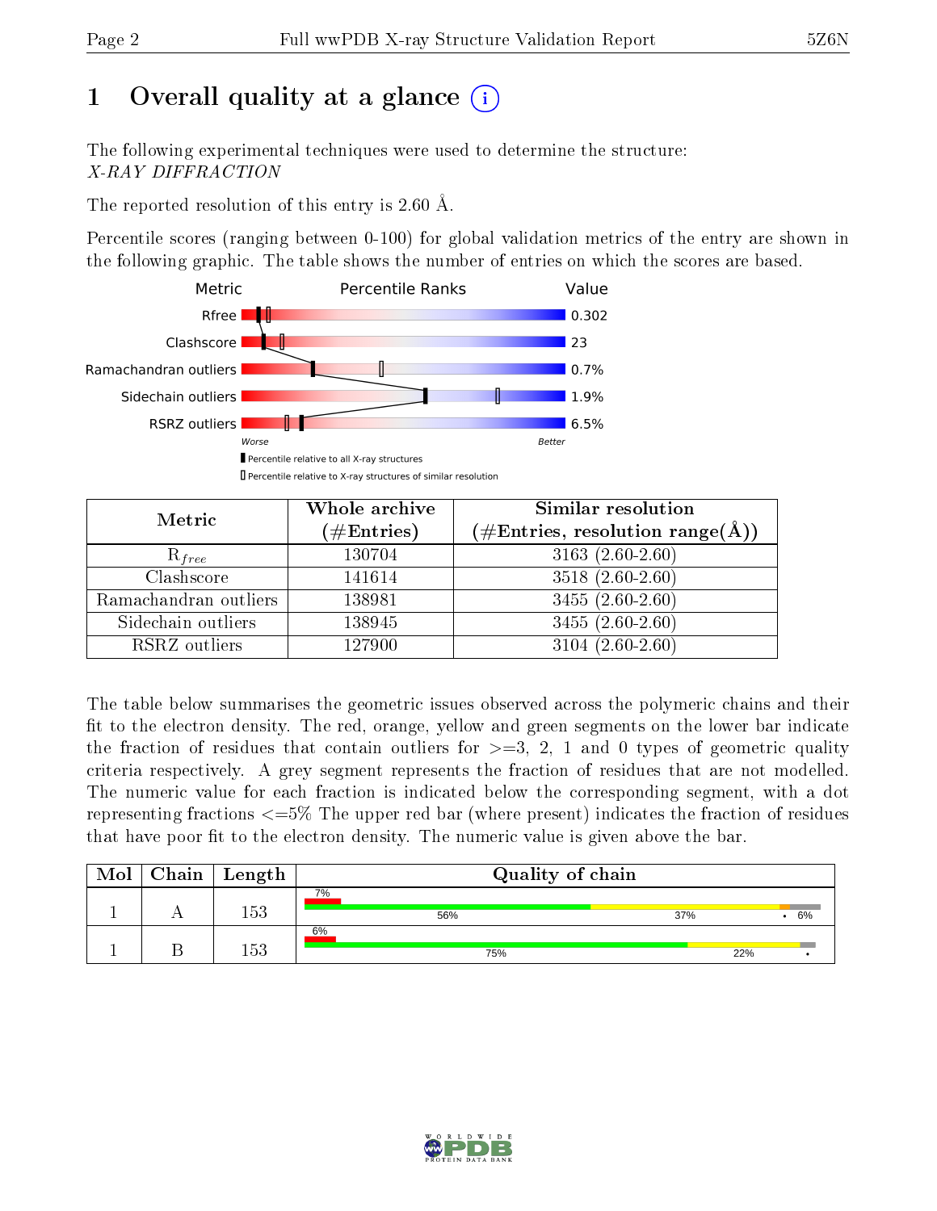# 1 Overall quality at a glance (i)

The following experimental techniques were used to determine the structure:
*X-RAY DIFFRACTION*

The reported resolution of this entry is 2.60 Å.

Percentile scores (ranging between 0-100) for global validation metrics of the entry are shown in the following graphic. The table shows the number of entries on which the scores are based.

| Metric | Value |
|---|---|
| Rfree | 0.302 |
| Clashscore | 23 |
| Ramachandran outliers | 0.7% |
| Sidechain outliers | 1.9% |
| RSRZ outliers | 6.5% |

Worse — Better

▮ Percentile relative to all X-ray structures
▯ Percentile relative to X-ray structures of similar resolution

| Metric | Whole archive (#Entries) | Similar resolution (#Entries, resolution range(Å)) |
|---|---|---|
| $R_{free}$ | 130704 | 3163 (2.60-2.60) |
| Clashscore | 141614 | 3518 (2.60-2.60) |
| Ramachandran outliers | 138981 | 3455 (2.60-2.60) |
| Sidechain outliers | 138945 | 3455 (2.60-2.60) |
| RSRZ outliers | 127900 | 3104 (2.60-2.60) |

The table below summarises the geometric issues observed across the polymeric chains and their fit to the electron density. The red, orange, yellow and green segments on the lower bar indicate the fraction of residues that contain outliers for >=3, 2, 1 and 0 types of geometric quality criteria respectively. A grey segment represents the fraction of residues that are not modelled. The numeric value for each fraction is indicated below the corresponding segment, with a dot representing fractions <=5% The upper red bar (where present) indicates the fraction of residues that have poor fit to the electron density. The numeric value is given above the bar.

| Mol | Chain | Length | Quality of chain |
|---|---|---|---|
| 1 | A | 153 | 7%; 56%, 37%, •, 6% |
| 1 | B | 153 | 6%; 75%, 22%, • |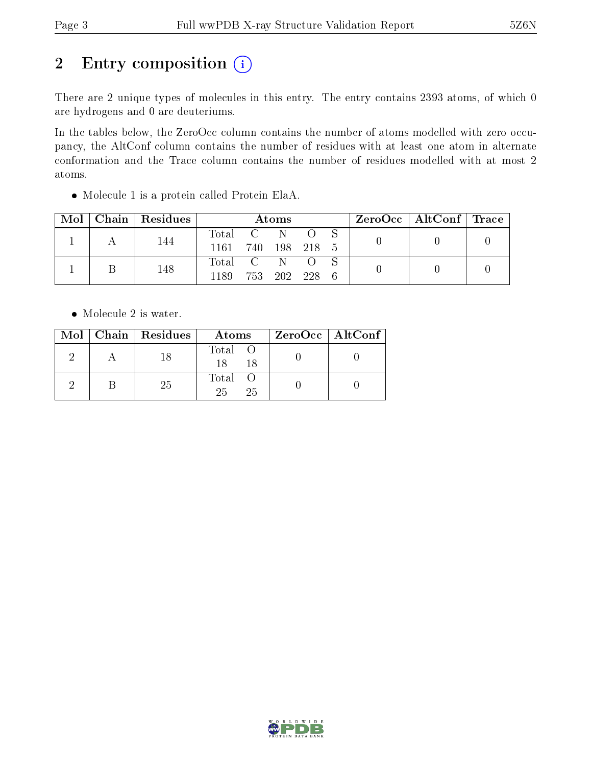# 2 Entry composition (i)

There are 2 unique types of molecules in this entry. The entry contains 2393 atoms, of which 0 are hydrogens and 0 are deuteriums.

In the tables below, the ZeroOcc column contains the number of atoms modelled with zero occupancy, the AltConf column contains the number of residues with at least one atom in alternate conformation and the Trace column contains the number of residues modelled with at most 2 atoms.

- Molecule 1 is a protein called Protein ElaA.

| Mol | Chain | Residues | Atoms | | | | | ZeroOcc | AltConf | Trace |
|---|---|---|---|---|---|---|---|---|---|---|
| | | | Total | C | N | O | S | | | |
| 1 | A | 144 | 1161 | 740 | 198 | 218 | 5 | 0 | 0 | 0 |
| 1 | B | 148 | 1189 | 753 | 202 | 228 | 6 | 0 | 0 | 0 |

- Molecule 2 is water.

| Mol | Chain | Residues | Atoms | | ZeroOcc | AltConf |
|---|---|---|---|---|---|---|
| | | | Total | O | | |
| 2 | A | 18 | 18 | 18 | 0 | 0 |
| 2 | B | 25 | 25 | 25 | 0 | 0 |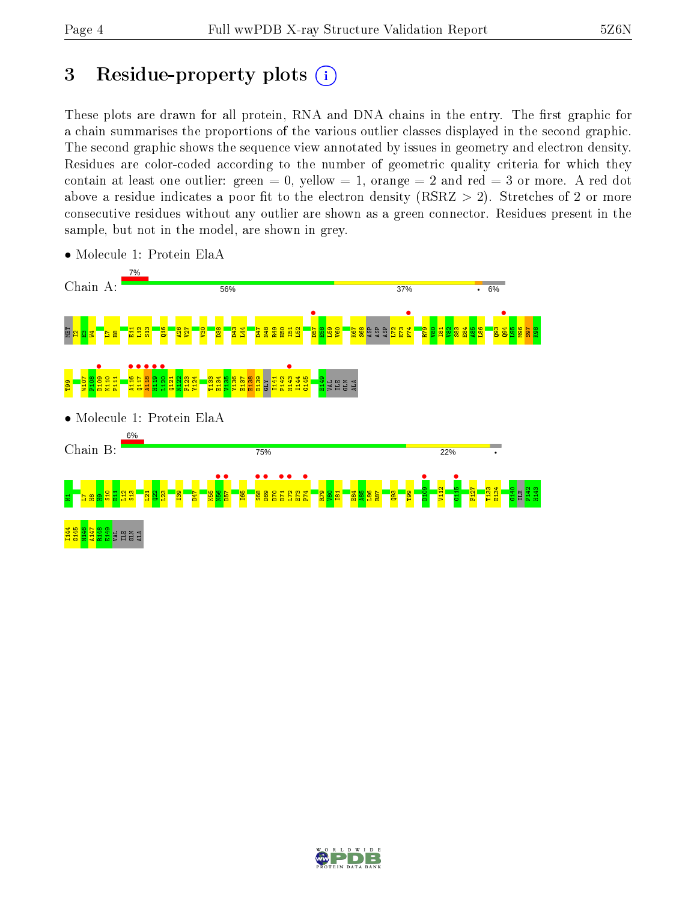# 3 Residue-property plots

These plots are drawn for all protein, RNA and DNA chains in the entry. The first graphic for a chain summarises the proportions of the various outlier classes displayed in the second graphic. The second graphic shows the sequence view annotated by issues in geometry and electron density. Residues are color-coded according to the number of geometric quality criteria for which they contain at least one outlier: green = 0, yellow = 1, orange = 2 and red = 3 or more. A red dot above a residue indicates a poor fit to the electron density (RSRZ > 2). Stretches of 2 or more consecutive residues without any outlier are shown as a green connector. Residues present in the sample, but not in the model, are shown in grey.

- Molecule 1: Protein ElaA

Chain A: 7% | 56% | 37% | • | 6%

MET I2 E3 W4 L7 H8 E11 L12 S13 Q16 A26 V27 V30 D38 D43 L44 D47 N48 R49 H50 I51 L52 D57 Y58 L59 V60 K67 S68 ASP ASP ASP L72 E73 P74 R79 V80 I81 V82 S83 E84 A85 L86 Q93 Q94 G95 N96 S97 K98 T99 W107 P108 D109 K110 P111 A116 Q117 A118 H119 L120 Q121 N122 F123 Y124 T133 E134 V135 Y136 E137 E138 D139 GLY I141 P142 H143 I144 G145 E149 VAL ILE GLN ALA

- Molecule 1: Protein ElaA

Chain B: 6% | 75% | 22% | •

M1 L7 H8 H9 S10 E11 L12 S13 L21 Q22 L23 I39 D47 K55 N56 D57 I65 S68 D69 D70 D71 L72 E73 P74 R79 V80 I81 E84 A85 L86 R87 Q93 T99 D109 V112 G115 F127 T133 E134 G140 ILE P142 H143 I144 G145 M146 A147 R148 E149 VAL ILE GLN ALA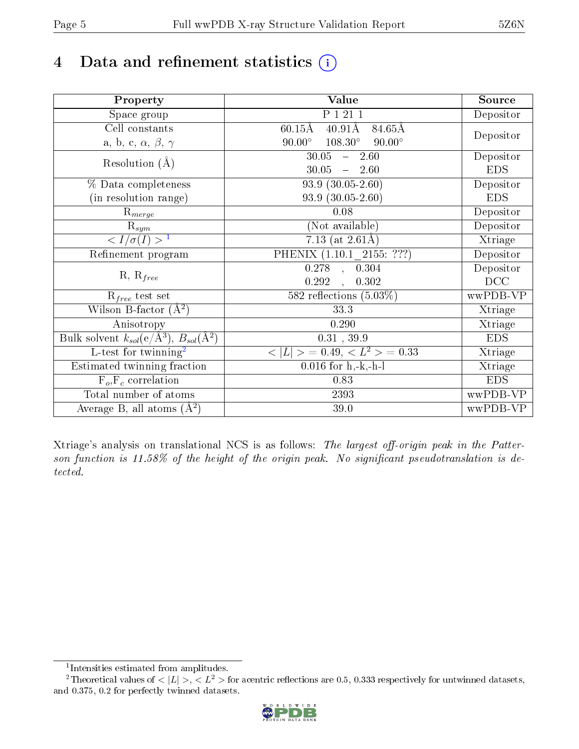# 4 Data and refinement statistics

| Property | Value | Source |
|---|---|---|
| Space group | P 1 21 1 | Depositor |
| Cell constants<br>a, b, c, $\alpha$, $\beta$, $\gamma$ | 60.15Å 40.91Å 84.65Å<br>90.00° 108.30° 90.00° | Depositor |
| Resolution (Å) | 30.05 – 2.60<br>30.05 – 2.60 | Depositor<br>EDS |
| % Data completeness<br>(in resolution range) | 93.9 (30.05-2.60)<br>93.9 (30.05-2.60) | Depositor<br>EDS |
| $R_{merge}$ | 0.08 | Depositor |
| $R_{sym}$ | (Not available) | Depositor |
| $< I/\sigma(I) >$ [1] | 7.13 (at 2.61Å) | Xtriage |
| Refinement program | PHENIX (1.10.1_2155: ???) | Depositor |
| R, $R_{free}$ | 0.278 , 0.304<br>0.292 , 0.302 | Depositor<br>DCC |
| $R_{free}$ test set | 582 reflections (5.03%) | wwPDB-VP |
| Wilson B-factor (Å$^2$) | 33.3 | Xtriage |
| Anisotropy | 0.290 | Xtriage |
| Bulk solvent $k_{sol}$(e/Å$^3$), $B_{sol}$(Å$^2$) | 0.31 , 39.9 | EDS |
| L-test for twinning[2] | $< \|L\| >$ = 0.49, $< L^2 >$ = 0.33 | Xtriage |
| Estimated twinning fraction | 0.016 for h,-k,-h-l | Xtriage |
| $F_o$,$F_c$ correlation | 0.83 | EDS |
| Total number of atoms | 2393 | wwPDB-VP |
| Average B, all atoms (Å$^2$) | 39.0 | wwPDB-VP |

Xtriage's analysis on translational NCS is as follows: *The largest off-origin peak in the Patterson function is 11.58% of the height of the origin peak. No significant pseudotranslation is detected.*

[1] Intensities estimated from amplitudes.

[2] Theoretical values of $< |L| >$, $< L^2 >$ for acentric reflections are 0.5, 0.333 respectively for untwinned datasets, and 0.375, 0.2 for perfectly twinned datasets.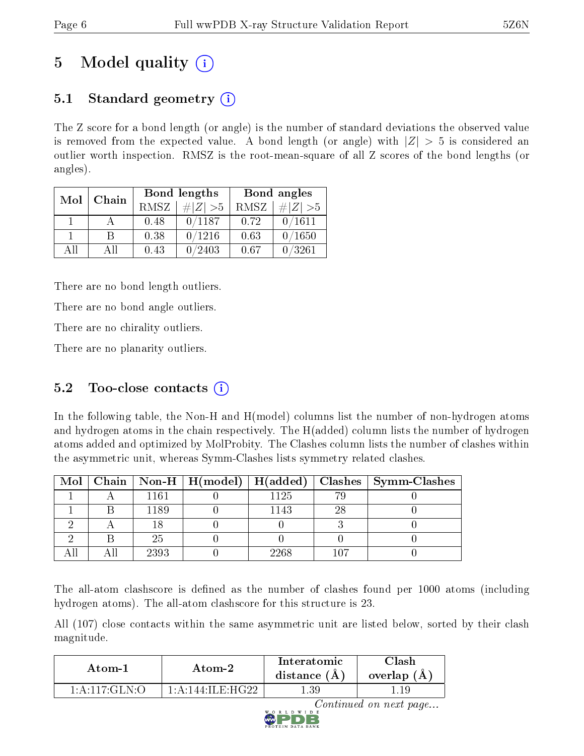# 5 Model quality (i)

## 5.1 Standard geometry (i)

The Z score for a bond length (or angle) is the number of standard deviations the observed value is removed from the expected value. A bond length (or angle) with $|Z| > 5$ is considered an outlier worth inspection. RMSZ is the root-mean-square of all Z scores of the bond lengths (or angles).

| Mol | Chain | Bond lengths | | Bond angles | |
|---|---|---|---|---|---|
| | | RMSZ | $\#\|Z\| > 5$ | RMSZ | $\#\|Z\| > 5$ |
| 1 | A | 0.48 | 0/1187 | 0.72 | 0/1611 |
| 1 | B | 0.38 | 0/1216 | 0.63 | 0/1650 |
| All | All | 0.43 | 0/2403 | 0.67 | 0/3261 |

There are no bond length outliers.

There are no bond angle outliers.

There are no chirality outliers.

There are no planarity outliers.

## 5.2 Too-close contacts (i)

In the following table, the Non-H and H(model) columns list the number of non-hydrogen atoms and hydrogen atoms in the chain respectively. The H(added) column lists the number of hydrogen atoms added and optimized by MolProbity. The Clashes column lists the number of clashes within the asymmetric unit, whereas Symm-Clashes lists symmetry related clashes.

| Mol | Chain | Non-H | H(model) | H(added) | Clashes | Symm-Clashes |
|---|---|---|---|---|---|---|
| 1 | A | 1161 | 0 | 1125 | 79 | 0 |
| 1 | B | 1189 | 0 | 1143 | 28 | 0 |
| 2 | A | 18 | 0 | 0 | 3 | 0 |
| 2 | B | 25 | 0 | 0 | 0 | 0 |
| All | All | 2393 | 0 | 2268 | 107 | 0 |

The all-atom clashscore is defined as the number of clashes found per 1000 atoms (including hydrogen atoms). The all-atom clashscore for this structure is 23.

All (107) close contacts within the same asymmetric unit are listed below, sorted by their clash magnitude.

| Atom-1 | Atom-2 | Interatomic distance (Å) | Clash overlap (Å) |
|---|---|---|---|
| 1:A:117:GLN:O | 1:A:144:ILE:HG22 | 1.39 | 1.19 |

*Continued on next page...*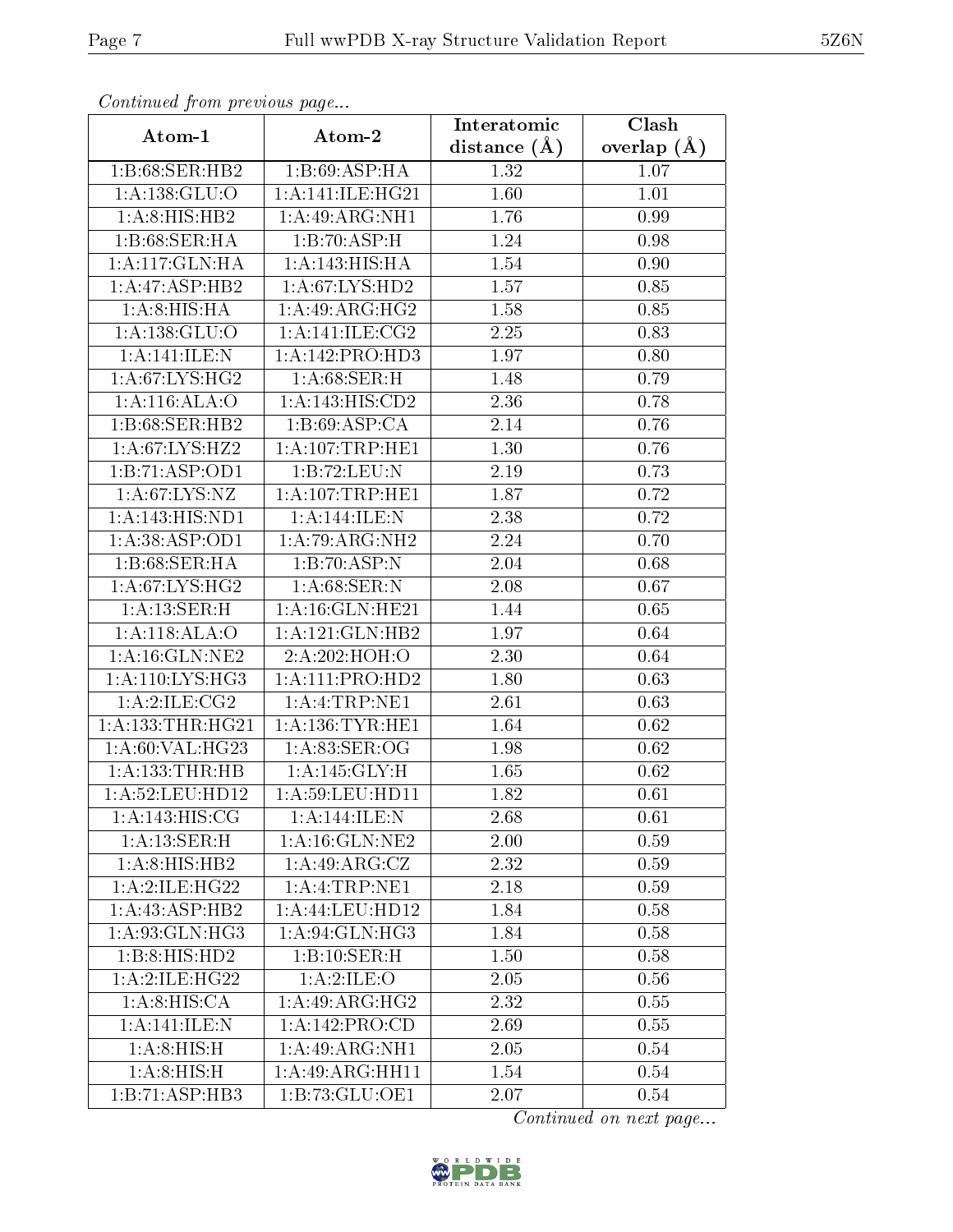*Continued from previous page...*

| Atom-1 | Atom-2 | Interatomic distance (Å) | Clash overlap (Å) |
|---|---|---|---|
| 1:B:68:SER:HB2 | 1:B:69:ASP:HA | 1.32 | 1.07 |
| 1:A:138:GLU:O | 1:A:141:ILE:HG21 | 1.60 | 1.01 |
| 1:A:8:HIS:HB2 | 1:A:49:ARG:NH1 | 1.76 | 0.99 |
| 1:B:68:SER:HA | 1:B:70:ASP:H | 1.24 | 0.98 |
| 1:A:117:GLN:HA | 1:A:143:HIS:HA | 1.54 | 0.90 |
| 1:A:47:ASP:HB2 | 1:A:67:LYS:HD2 | 1.57 | 0.85 |
| 1:A:8:HIS:HA | 1:A:49:ARG:HG2 | 1.58 | 0.85 |
| 1:A:138:GLU:O | 1:A:141:ILE:CG2 | 2.25 | 0.83 |
| 1:A:141:ILE:N | 1:A:142:PRO:HD3 | 1.97 | 0.80 |
| 1:A:67:LYS:HG2 | 1:A:68:SER:H | 1.48 | 0.79 |
| 1:A:116:ALA:O | 1:A:143:HIS:CD2 | 2.36 | 0.78 |
| 1:B:68:SER:HB2 | 1:B:69:ASP:CA | 2.14 | 0.76 |
| 1:A:67:LYS:HZ2 | 1:A:107:TRP:HE1 | 1.30 | 0.76 |
| 1:B:71:ASP:OD1 | 1:B:72:LEU:N | 2.19 | 0.73 |
| 1:A:67:LYS:NZ | 1:A:107:TRP:HE1 | 1.87 | 0.72 |
| 1:A:143:HIS:ND1 | 1:A:144:ILE:N | 2.38 | 0.72 |
| 1:A:38:ASP:OD1 | 1:A:79:ARG:NH2 | 2.24 | 0.70 |
| 1:B:68:SER:HA | 1:B:70:ASP:N | 2.04 | 0.68 |
| 1:A:67:LYS:HG2 | 1:A:68:SER:N | 2.08 | 0.67 |
| 1:A:13:SER:H | 1:A:16:GLN:HE21 | 1.44 | 0.65 |
| 1:A:118:ALA:O | 1:A:121:GLN:HB2 | 1.97 | 0.64 |
| 1:A:16:GLN:NE2 | 2:A:202:HOH:O | 2.30 | 0.64 |
| 1:A:110:LYS:HG3 | 1:A:111:PRO:HD2 | 1.80 | 0.63 |
| 1:A:2:ILE:CG2 | 1:A:4:TRP:NE1 | 2.61 | 0.63 |
| 1:A:133:THR:HG21 | 1:A:136:TYR:HE1 | 1.64 | 0.62 |
| 1:A:60:VAL:HG23 | 1:A:83:SER:OG | 1.98 | 0.62 |
| 1:A:133:THR:HB | 1:A:145:GLY:H | 1.65 | 0.62 |
| 1:A:52:LEU:HD12 | 1:A:59:LEU:HD11 | 1.82 | 0.61 |
| 1:A:143:HIS:CG | 1:A:144:ILE:N | 2.68 | 0.61 |
| 1:A:13:SER:H | 1:A:16:GLN:NE2 | 2.00 | 0.59 |
| 1:A:8:HIS:HB2 | 1:A:49:ARG:CZ | 2.32 | 0.59 |
| 1:A:2:ILE:HG22 | 1:A:4:TRP:NE1 | 2.18 | 0.59 |
| 1:A:43:ASP:HB2 | 1:A:44:LEU:HD12 | 1.84 | 0.58 |
| 1:A:93:GLN:HG3 | 1:A:94:GLN:HG3 | 1.84 | 0.58 |
| 1:B:8:HIS:HD2 | 1:B:10:SER:H | 1.50 | 0.58 |
| 1:A:2:ILE:HG22 | 1:A:2:ILE:O | 2.05 | 0.56 |
| 1:A:8:HIS:CA | 1:A:49:ARG:HG2 | 2.32 | 0.55 |
| 1:A:141:ILE:N | 1:A:142:PRO:CD | 2.69 | 0.55 |
| 1:A:8:HIS:H | 1:A:49:ARG:NH1 | 2.05 | 0.54 |
| 1:A:8:HIS:H | 1:A:49:ARG:HH11 | 1.54 | 0.54 |
| 1:B:71:ASP:HB3 | 1:B:73:GLU:OE1 | 2.07 | 0.54 |

*Continued on next page...*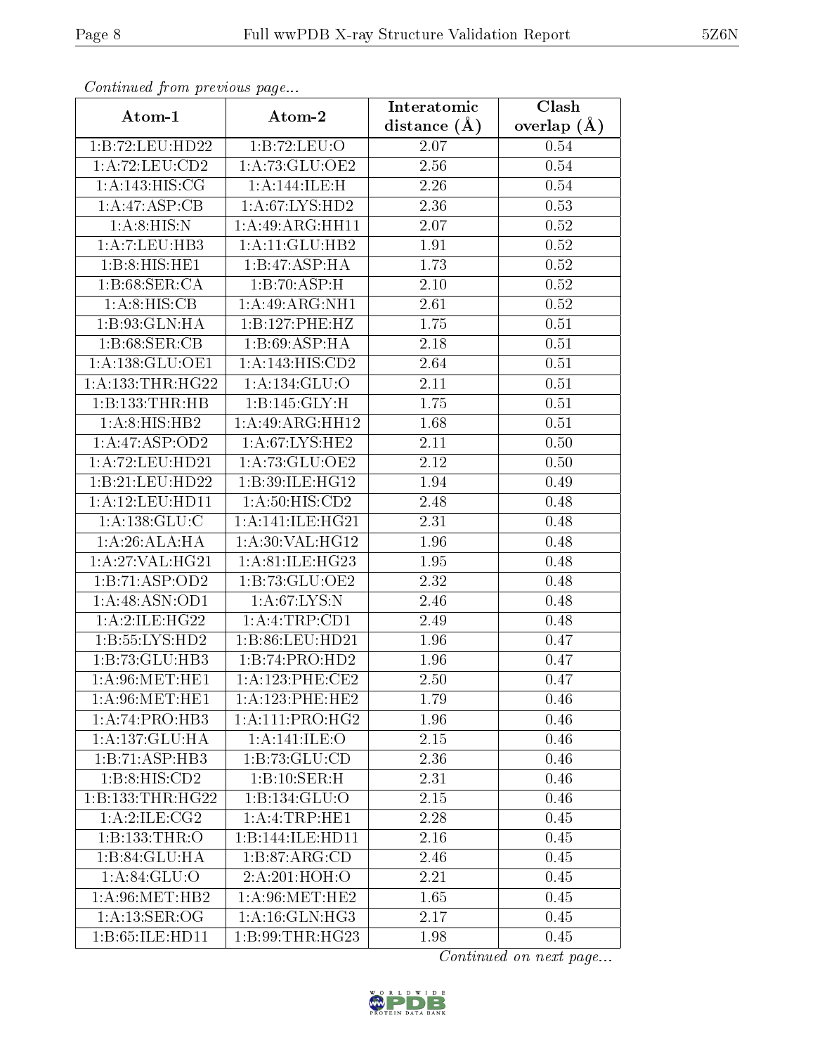*Continued from previous page...*

| Atom-1 | Atom-2 | Interatomic distance (Å) | Clash overlap (Å) |
|---|---|---|---|
| 1:B:72:LEU:HD22 | 1:B:72:LEU:O | 2.07 | 0.54 |
| 1:A:72:LEU:CD2 | 1:A:73:GLU:OE2 | 2.56 | 0.54 |
| 1:A:143:HIS:CG | 1:A:144:ILE:H | 2.26 | 0.54 |
| 1:A:47:ASP:CB | 1:A:67:LYS:HD2 | 2.36 | 0.53 |
| 1:A:8:HIS:N | 1:A:49:ARG:HH11 | 2.07 | 0.52 |
| 1:A:7:LEU:HB3 | 1:A:11:GLU:HB2 | 1.91 | 0.52 |
| 1:B:8:HIS:HE1 | 1:B:47:ASP:HA | 1.73 | 0.52 |
| 1:B:68:SER:CA | 1:B:70:ASP:H | 2.10 | 0.52 |
| 1:A:8:HIS:CB | 1:A:49:ARG:NH1 | 2.61 | 0.52 |
| 1:B:93:GLN:HA | 1:B:127:PHE:HZ | 1.75 | 0.51 |
| 1:B:68:SER:CB | 1:B:69:ASP:HA | 2.18 | 0.51 |
| 1:A:138:GLU:OE1 | 1:A:143:HIS:CD2 | 2.64 | 0.51 |
| 1:A:133:THR:HG22 | 1:A:134:GLU:O | 2.11 | 0.51 |
| 1:B:133:THR:HB | 1:B:145:GLY:H | 1.75 | 0.51 |
| 1:A:8:HIS:HB2 | 1:A:49:ARG:HH12 | 1.68 | 0.51 |
| 1:A:47:ASP:OD2 | 1:A:67:LYS:HE2 | 2.11 | 0.50 |
| 1:A:72:LEU:HD21 | 1:A:73:GLU:OE2 | 2.12 | 0.50 |
| 1:B:21:LEU:HD22 | 1:B:39:ILE:HG12 | 1.94 | 0.49 |
| 1:A:12:LEU:HD11 | 1:A:50:HIS:CD2 | 2.48 | 0.48 |
| 1:A:138:GLU:C | 1:A:141:ILE:HG21 | 2.31 | 0.48 |
| 1:A:26:ALA:HA | 1:A:30:VAL:HG12 | 1.96 | 0.48 |
| 1:A:27:VAL:HG21 | 1:A:81:ILE:HG23 | 1.95 | 0.48 |
| 1:B:71:ASP:OD2 | 1:B:73:GLU:OE2 | 2.32 | 0.48 |
| 1:A:48:ASN:OD1 | 1:A:67:LYS:N | 2.46 | 0.48 |
| 1:A:2:ILE:HG22 | 1:A:4:TRP:CD1 | 2.49 | 0.48 |
| 1:B:55:LYS:HD2 | 1:B:86:LEU:HD21 | 1.96 | 0.47 |
| 1:B:73:GLU:HB3 | 1:B:74:PRO:HD2 | 1.96 | 0.47 |
| 1:A:96:MET:HE1 | 1:A:123:PHE:CE2 | 2.50 | 0.47 |
| 1:A:96:MET:HE1 | 1:A:123:PHE:HE2 | 1.79 | 0.46 |
| 1:A:74:PRO:HB3 | 1:A:111:PRO:HG2 | 1.96 | 0.46 |
| 1:A:137:GLU:HA | 1:A:141:ILE:O | 2.15 | 0.46 |
| 1:B:71:ASP:HB3 | 1:B:73:GLU:CD | 2.36 | 0.46 |
| 1:B:8:HIS:CD2 | 1:B:10:SER:H | 2.31 | 0.46 |
| 1:B:133:THR:HG22 | 1:B:134:GLU:O | 2.15 | 0.46 |
| 1:A:2:ILE:CG2 | 1:A:4:TRP:HE1 | 2.28 | 0.45 |
| 1:B:133:THR:O | 1:B:144:ILE:HD11 | 2.16 | 0.45 |
| 1:B:84:GLU:HA | 1:B:87:ARG:CD | 2.46 | 0.45 |
| 1:A:84:GLU:O | 2:A:201:HOH:O | 2.21 | 0.45 |
| 1:A:96:MET:HB2 | 1:A:96:MET:HE2 | 1.65 | 0.45 |
| 1:A:13:SER:OG | 1:A:16:GLN:HG3 | 2.17 | 0.45 |
| 1:B:65:ILE:HD11 | 1:B:99:THR:HG23 | 1.98 | 0.45 |

*Continued on next page...*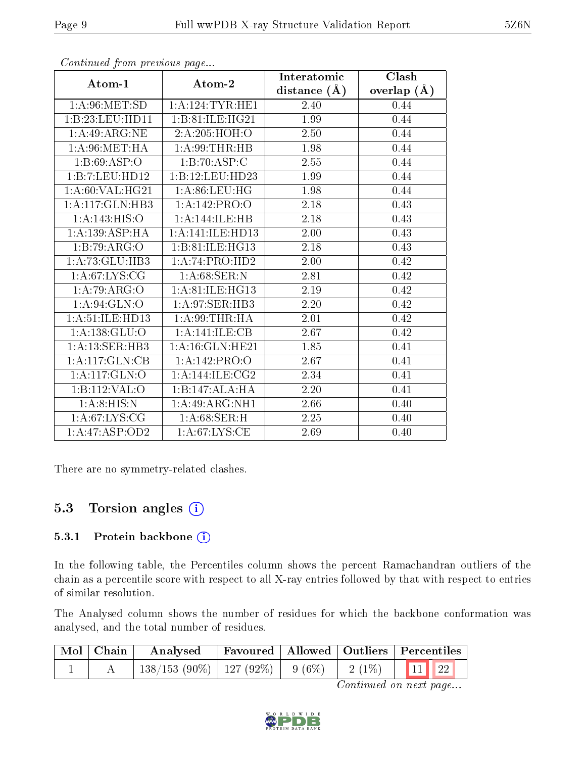*Continued from previous page...*

| Atom-1 | Atom-2 | Interatomic distance (Å) | Clash overlap (Å) |
|---|---|---|---|
| 1:A:96:MET:SD | 1:A:124:TYR:HE1 | 2.40 | 0.44 |
| 1:B:23:LEU:HD11 | 1:B:81:ILE:HG21 | 1.99 | 0.44 |
| 1:A:49:ARG:NE | 2:A:205:HOH:O | 2.50 | 0.44 |
| 1:A:96:MET:HA | 1:A:99:THR:HB | 1.98 | 0.44 |
| 1:B:69:ASP:O | 1:B:70:ASP:C | 2.55 | 0.44 |
| 1:B:7:LEU:HD12 | 1:B:12:LEU:HD23 | 1.99 | 0.44 |
| 1:A:60:VAL:HG21 | 1:A:86:LEU:HG | 1.98 | 0.44 |
| 1:A:117:GLN:HB3 | 1:A:142:PRO:O | 2.18 | 0.43 |
| 1:A:143:HIS:O | 1:A:144:ILE:HB | 2.18 | 0.43 |
| 1:A:139:ASP:HA | 1:A:141:ILE:HD13 | 2.00 | 0.43 |
| 1:B:79:ARG:O | 1:B:81:ILE:HG13 | 2.18 | 0.43 |
| 1:A:73:GLU:HB3 | 1:A:74:PRO:HD2 | 2.00 | 0.42 |
| 1:A:67:LYS:CG | 1:A:68:SER:N | 2.81 | 0.42 |
| 1:A:79:ARG:O | 1:A:81:ILE:HG13 | 2.19 | 0.42 |
| 1:A:94:GLN:O | 1:A:97:SER:HB3 | 2.20 | 0.42 |
| 1:A:51:ILE:HD13 | 1:A:99:THR:HA | 2.01 | 0.42 |
| 1:A:138:GLU:O | 1:A:141:ILE:CB | 2.67 | 0.42 |
| 1:A:13:SER:HB3 | 1:A:16:GLN:HE21 | 1.85 | 0.41 |
| 1:A:117:GLN:CB | 1:A:142:PRO:O | 2.67 | 0.41 |
| 1:A:117:GLN:O | 1:A:144:ILE:CG2 | 2.34 | 0.41 |
| 1:B:112:VAL:O | 1:B:147:ALA:HA | 2.20 | 0.41 |
| 1:A:8:HIS:N | 1:A:49:ARG:NH1 | 2.66 | 0.40 |
| 1:A:67:LYS:CG | 1:A:68:SER:H | 2.25 | 0.40 |
| 1:A:47:ASP:OD2 | 1:A:67:LYS:CE | 2.69 | 0.40 |

There are no symmetry-related clashes.

## 5.3 Torsion angles

### 5.3.1 Protein backbone

In the following table, the Percentiles column shows the percent Ramachandran outliers of the chain as a percentile score with respect to all X-ray entries followed by that with respect to entries of similar resolution.

The Analysed column shows the number of residues for which the backbone conformation was analysed, and the total number of residues.

| Mol | Chain | Analysed | Favoured | Allowed | Outliers | Percentiles | |
|---|---|---|---|---|---|---|---|
| 1 | A | 138/153 (90%) | 127 (92%) | 9 (6%) | 2 (1%) | 11 | 22 |

*Continued on next page...*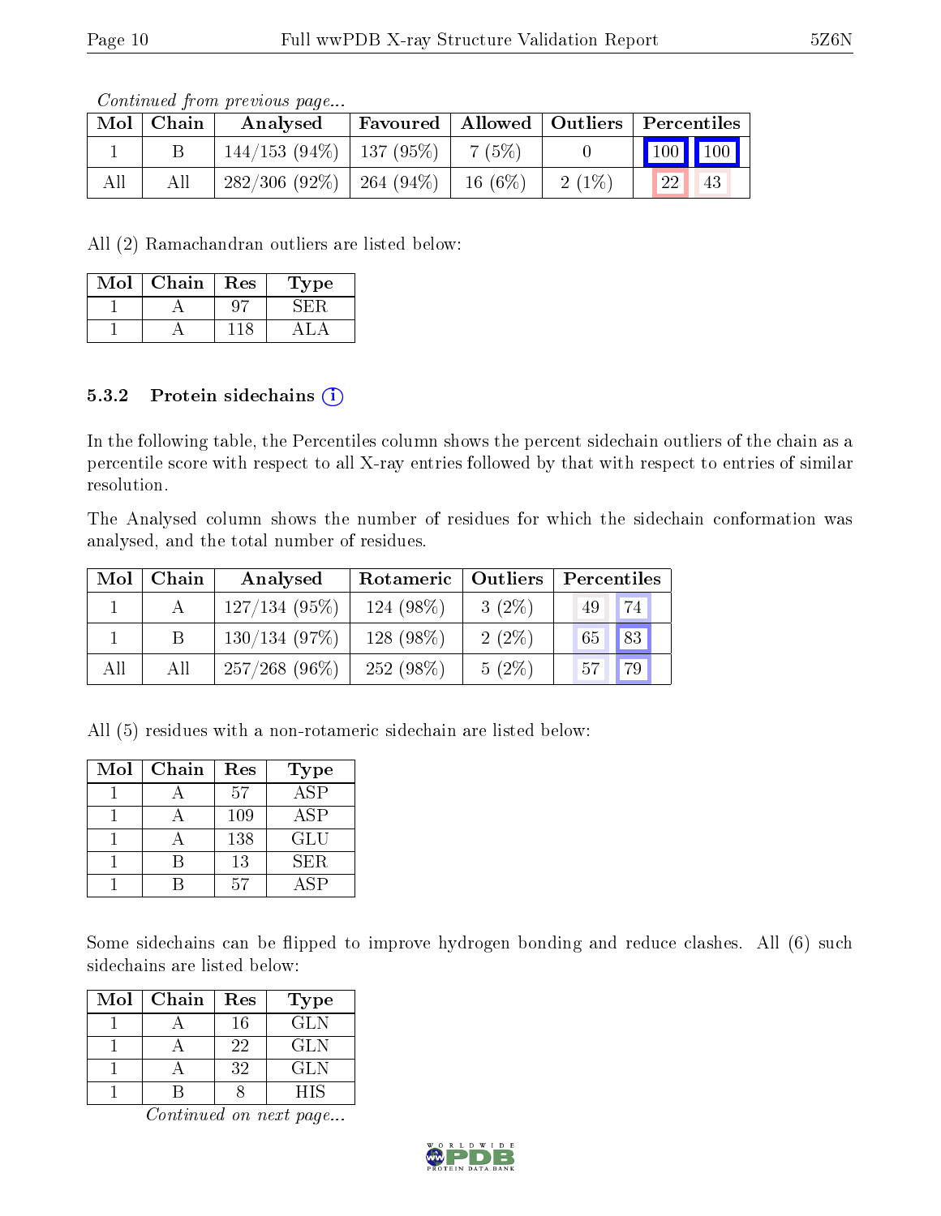*Continued from previous page...*

| Mol | Chain | Analysed | Favoured | Allowed | Outliers | Percentiles | |
|---|---|---|---|---|---|---|---|
| 1 | B | 144/153 (94%) | 137 (95%) | 7 (5%) | 0 | 100 | 100 |
| All | All | 282/306 (92%) | 264 (94%) | 16 (6%) | 2 (1%) | 22 | 43 |

All (2) Ramachandran outliers are listed below:

| Mol | Chain | Res | Type |
|---|---|---|---|
| 1 | A | 97 | SER |
| 1 | A | 118 | ALA |

### 5.3.2 Protein sidechains

In the following table, the Percentiles column shows the percent sidechain outliers of the chain as a percentile score with respect to all X-ray entries followed by that with respect to entries of similar resolution.

The Analysed column shows the number of residues for which the sidechain conformation was analysed, and the total number of residues.

| Mol | Chain | Analysed | Rotameric | Outliers | Percentiles | |
|---|---|---|---|---|---|---|
| 1 | A | 127/134 (95%) | 124 (98%) | 3 (2%) | 49 | 74 |
| 1 | B | 130/134 (97%) | 128 (98%) | 2 (2%) | 65 | 83 |
| All | All | 257/268 (96%) | 252 (98%) | 5 (2%) | 57 | 79 |

All (5) residues with a non-rotameric sidechain are listed below:

| Mol | Chain | Res | Type |
|---|---|---|---|
| 1 | A | 57 | ASP |
| 1 | A | 109 | ASP |
| 1 | A | 138 | GLU |
| 1 | B | 13 | SER |
| 1 | B | 57 | ASP |

Some sidechains can be flipped to improve hydrogen bonding and reduce clashes. All (6) such sidechains are listed below:

| Mol | Chain | Res | Type |
|---|---|---|---|
| 1 | A | 16 | GLN |
| 1 | A | 22 | GLN |
| 1 | A | 32 | GLN |
| 1 | B | 8 | HIS |

*Continued on next page...*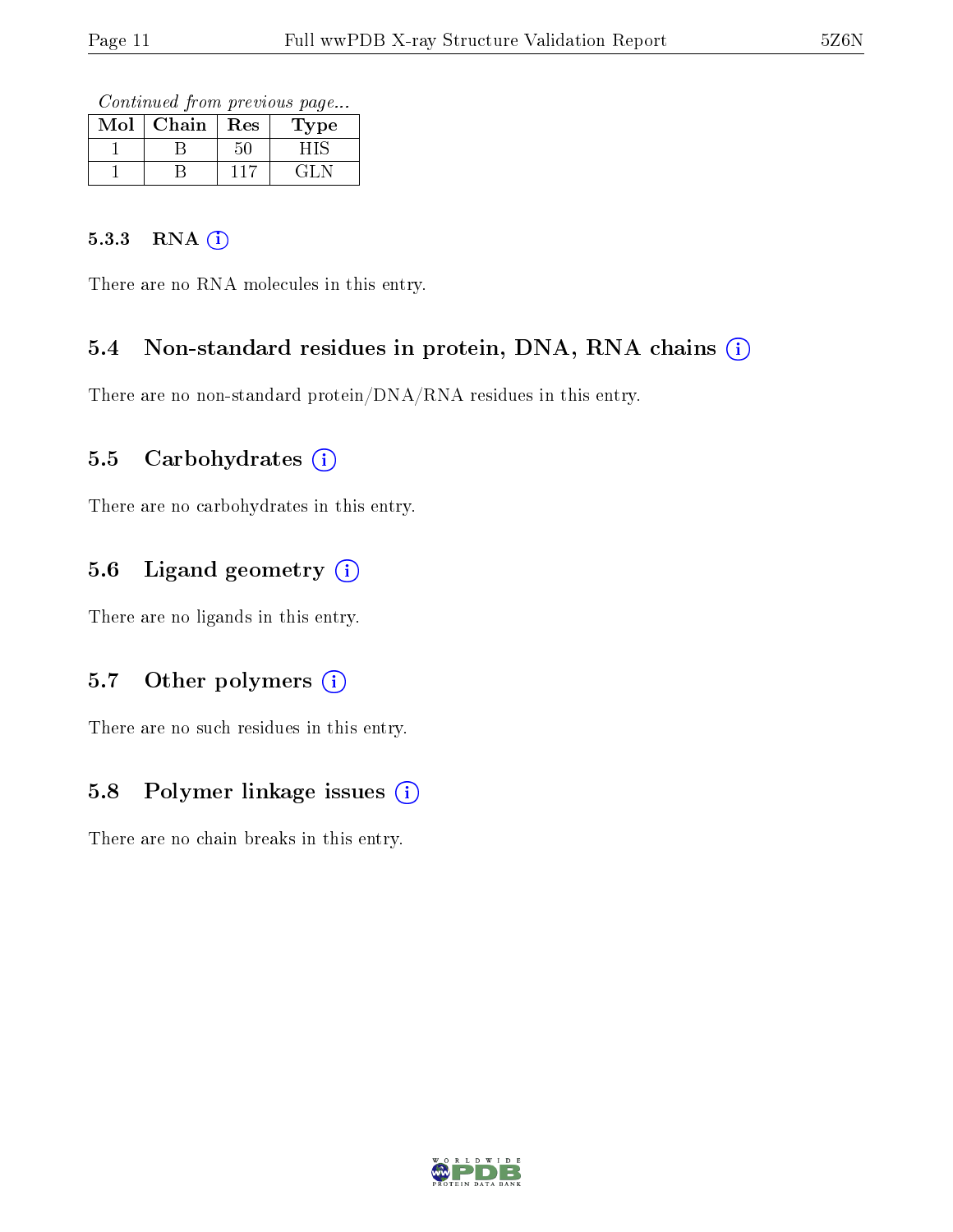*Continued from previous page...*

| Mol | Chain | Res | Type |
|---|---|---|---|
| 1 | B | 50 | HIS |
| 1 | B | 117 | GLN |

#### 5.3.3 RNA

There are no RNA molecules in this entry.

### 5.4 Non-standard residues in protein, DNA, RNA chains

There are no non-standard protein/DNA/RNA residues in this entry.

### 5.5 Carbohydrates

There are no carbohydrates in this entry.

### 5.6 Ligand geometry

There are no ligands in this entry.

### 5.7 Other polymers

There are no such residues in this entry.

### 5.8 Polymer linkage issues

There are no chain breaks in this entry.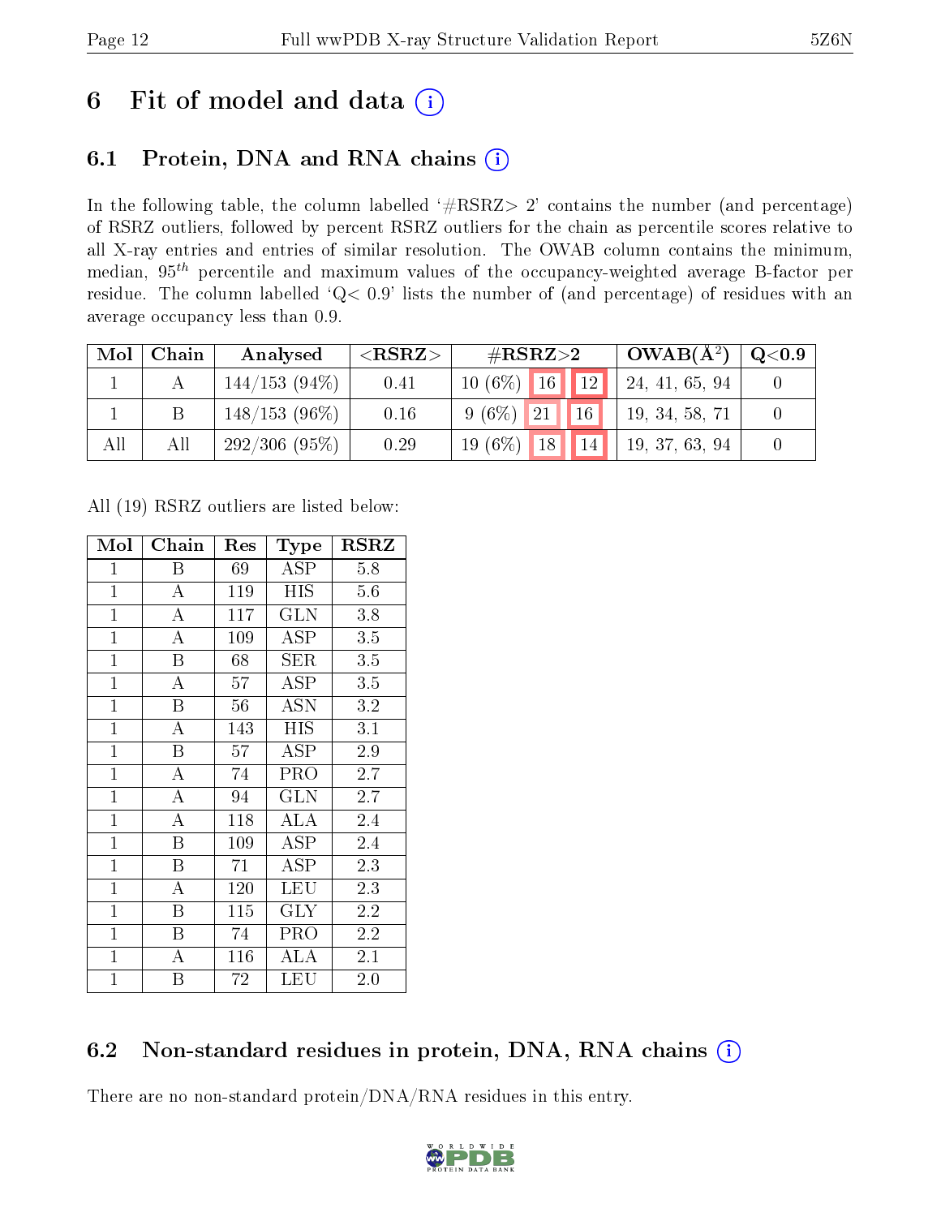# 6 Fit of model and data

## 6.1 Protein, DNA and RNA chains

In the following table, the column labelled '#RSRZ> 2' contains the number (and percentage) of RSRZ outliers, followed by percent RSRZ outliers for the chain as percentile scores relative to all X-ray entries and entries of similar resolution. The OWAB column contains the minimum, median, $95^{th}$ percentile and maximum values of the occupancy-weighted average B-factor per residue. The column labelled 'Q< 0.9' lists the number of (and percentage) of residues with an average occupancy less than 0.9.

| Mol | Chain | Analysed | <RSRZ> | #RSRZ>2 | | | OWAB(Å$^2$) | Q<0.9 |
|---|---|---|---|---|---|---|---|---|
| 1 | A | 144/153 (94%) | 0.41 | 10 (6%) | 16 | 12 | 24, 41, 65, 94 | 0 |
| 1 | B | 148/153 (96%) | 0.16 | 9 (6%) | 21 | 16 | 19, 34, 58, 71 | 0 |
| All | All | 292/306 (95%) | 0.29 | 19 (6%) | 18 | 14 | 19, 37, 63, 94 | 0 |

All (19) RSRZ outliers are listed below:

| Mol | Chain | Res | Type | RSRZ |
|---|---|---|---|---|
| 1 | B | 69 | ASP | 5.8 |
| 1 | A | 119 | HIS | 5.6 |
| 1 | A | 117 | GLN | 3.8 |
| 1 | A | 109 | ASP | 3.5 |
| 1 | B | 68 | SER | 3.5 |
| 1 | A | 57 | ASP | 3.5 |
| 1 | B | 56 | ASN | 3.2 |
| 1 | A | 143 | HIS | 3.1 |
| 1 | B | 57 | ASP | 2.9 |
| 1 | A | 74 | PRO | 2.7 |
| 1 | A | 94 | GLN | 2.7 |
| 1 | A | 118 | ALA | 2.4 |
| 1 | B | 109 | ASP | 2.4 |
| 1 | B | 71 | ASP | 2.3 |
| 1 | A | 120 | LEU | 2.3 |
| 1 | B | 115 | GLY | 2.2 |
| 1 | B | 74 | PRO | 2.2 |
| 1 | A | 116 | ALA | 2.1 |
| 1 | B | 72 | LEU | 2.0 |

## 6.2 Non-standard residues in protein, DNA, RNA chains

There are no non-standard protein/DNA/RNA residues in this entry.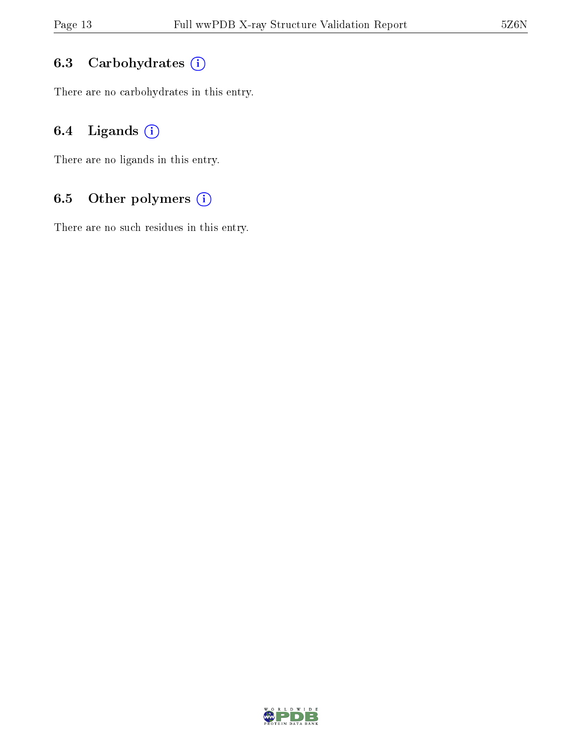### 6.3 Carbohydrates

There are no carbohydrates in this entry.

### 6.4 Ligands

There are no ligands in this entry.

### 6.5 Other polymers

There are no such residues in this entry.